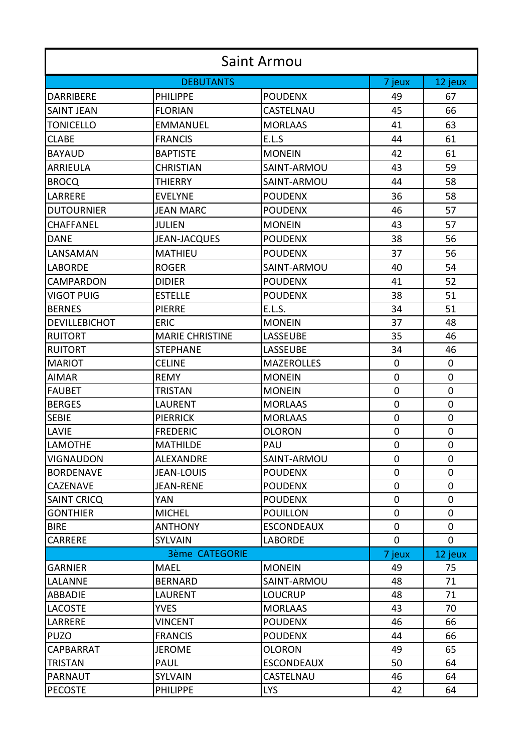# Saint Armou

| DEBUTANTS | | | 7 jeux | 12 jeux |
|---|---|---|---|---|
| DARRIBERE | PHILIPPE | POUDENX | 49 | 67 |
| SAINT JEAN | FLORIAN | CASTELNAU | 45 | 66 |
| TONICELLO | EMMANUEL | MORLAAS | 41 | 63 |
| CLABE | FRANCIS | E.L.S | 44 | 61 |
| BAYAUD | BAPTISTE | MONEIN | 42 | 61 |
| ARRIEULA | CHRISTIAN | SAINT-ARMOU | 43 | 59 |
| BROCQ | THIERRY | SAINT-ARMOU | 44 | 58 |
| LARRERE | EVELYNE | POUDENX | 36 | 58 |
| DUTOURNIER | JEAN MARC | POUDENX | 46 | 57 |
| CHAFFANEL | JULIEN | MONEIN | 43 | 57 |
| DANE | JEAN-JACQUES | POUDENX | 38 | 56 |
| LANSAMAN | MATHIEU | POUDENX | 37 | 56 |
| LABORDE | ROGER | SAINT-ARMOU | 40 | 54 |
| CAMPARDON | DIDIER | POUDENX | 41 | 52 |
| VIGOT PUIG | ESTELLE | POUDENX | 38 | 51 |
| BERNES | PIERRE | E.L.S. | 34 | 51 |
| DEVILLEBICHOT | ERIC | MONEIN | 37 | 48 |
| RUITORT | MARIE CHRISTINE | LASSEUBE | 35 | 46 |
| RUITORT | STEPHANE | LASSEUBE | 34 | 46 |
| MARIOT | CELINE | MAZEROLLES | 0 | 0 |
| AIMAR | REMY | MONEIN | 0 | 0 |
| FAUBET | TRISTAN | MONEIN | 0 | 0 |
| BERGES | LAURENT | MORLAAS | 0 | 0 |
| SEBIE | PIERRICK | MORLAAS | 0 | 0 |
| LAVIE | FREDERIC | OLORON | 0 | 0 |
| LAMOTHE | MATHILDE | PAU | 0 | 0 |
| VIGNAUDON | ALEXANDRE | SAINT-ARMOU | 0 | 0 |
| BORDENAVE | JEAN-LOUIS | POUDENX | 0 | 0 |
| CAZENAVE | JEAN-RENE | POUDENX | 0 | 0 |
| SAINT CRICQ | YAN | POUDENX | 0 | 0 |
| GONTHIER | MICHEL | POUILLON | 0 | 0 |
| BIRE | ANTHONY | ESCONDEAUX | 0 | 0 |
| CARRERE | SYLVAIN | LABORDE | 0 | 0 |
| 3ème CATEGORIE | | | 7 jeux | 12 jeux |
| GARNIER | MAEL | MONEIN | 49 | 75 |
| LALANNE | BERNARD | SAINT-ARMOU | 48 | 71 |
| ABBADIE | LAURENT | LOUCRUP | 48 | 71 |
| LACOSTE | YVES | MORLAAS | 43 | 70 |
| LARRERE | VINCENT | POUDENX | 46 | 66 |
| PUZO | FRANCIS | POUDENX | 44 | 66 |
| CAPBARRAT | JEROME | OLORON | 49 | 65 |
| TRISTAN | PAUL | ESCONDEAUX | 50 | 64 |
| PARNAUT | SYLVAIN | CASTELNAU | 46 | 64 |
| PECOSTE | PHILIPPE | LYS | 42 | 64 |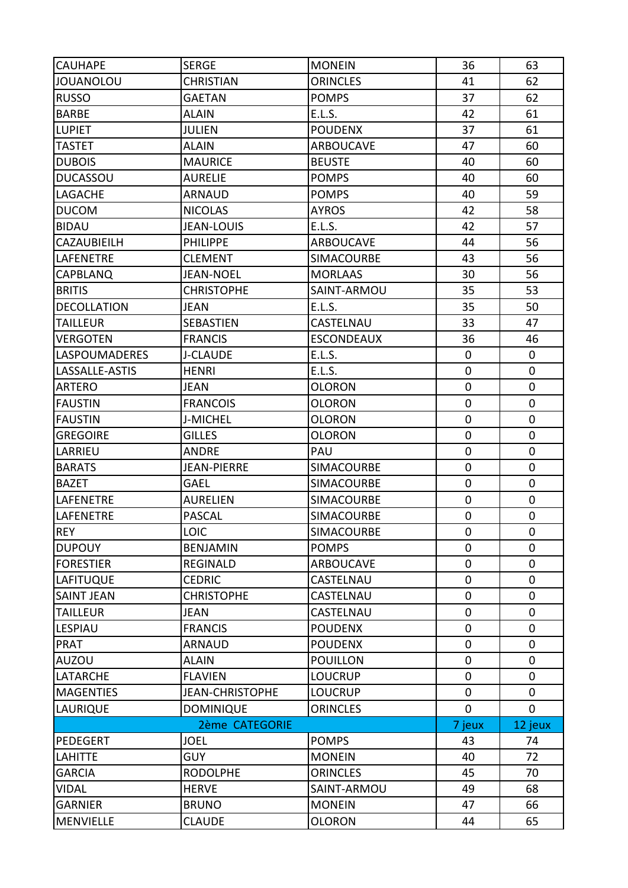| | | | | |
|---|---|---|---|---|
| CAUHAPE | SERGE | MONEIN | 36 | 63 |
| JOUANOLOU | CHRISTIAN | ORINCLES | 41 | 62 |
| RUSSO | GAETAN | POMPS | 37 | 62 |
| BARBE | ALAIN | E.L.S. | 42 | 61 |
| LUPIET | JULIEN | POUDENX | 37 | 61 |
| TASTET | ALAIN | ARBOUCAVE | 47 | 60 |
| DUBOIS | MAURICE | BEUSTE | 40 | 60 |
| DUCASSOU | AURELIE | POMPS | 40 | 60 |
| LAGACHE | ARNAUD | POMPS | 40 | 59 |
| DUCOM | NICOLAS | AYROS | 42 | 58 |
| BIDAU | JEAN-LOUIS | E.L.S. | 42 | 57 |
| CAZAUBIEILH | PHILIPPE | ARBOUCAVE | 44 | 56 |
| LAFENETRE | CLEMENT | SIMACOURBE | 43 | 56 |
| CAPBLANQ | JEAN-NOEL | MORLAAS | 30 | 56 |
| BRITIS | CHRISTOPHE | SAINT-ARMOU | 35 | 53 |
| DECOLLATION | JEAN | E.L.S. | 35 | 50 |
| TAILLEUR | SEBASTIEN | CASTELNAU | 33 | 47 |
| VERGOTEN | FRANCIS | ESCONDEAUX | 36 | 46 |
| LASPOUMADERES | J-CLAUDE | E.L.S. | 0 | 0 |
| LASSALLE-ASTIS | HENRI | E.L.S. | 0 | 0 |
| ARTERO | JEAN | OLORON | 0 | 0 |
| FAUSTIN | FRANCOIS | OLORON | 0 | 0 |
| FAUSTIN | J-MICHEL | OLORON | 0 | 0 |
| GREGOIRE | GILLES | OLORON | 0 | 0 |
| LARRIEU | ANDRE | PAU | 0 | 0 |
| BARATS | JEAN-PIERRE | SIMACOURBE | 0 | 0 |
| BAZET | GAEL | SIMACOURBE | 0 | 0 |
| LAFENETRE | AURELIEN | SIMACOURBE | 0 | 0 |
| LAFENETRE | PASCAL | SIMACOURBE | 0 | 0 |
| REY | LOIC | SIMACOURBE | 0 | 0 |
| DUPOUY | BENJAMIN | POMPS | 0 | 0 |
| FORESTIER | REGINALD | ARBOUCAVE | 0 | 0 |
| LAFITUQUE | CEDRIC | CASTELNAU | 0 | 0 |
| SAINT JEAN | CHRISTOPHE | CASTELNAU | 0 | 0 |
| TAILLEUR | JEAN | CASTELNAU | 0 | 0 |
| LESPIAU | FRANCIS | POUDENX | 0 | 0 |
| PRAT | ARNAUD | POUDENX | 0 | 0 |
| AUZOU | ALAIN | POUILLON | 0 | 0 |
| LATARCHE | FLAVIEN | LOUCRUP | 0 | 0 |
| MAGENTIES | JEAN-CHRISTOPHE | LOUCRUP | 0 | 0 |
| LAURIQUE | DOMINIQUE | ORINCLES | 0 | 0 |
| 2ème CATEGORIE | | | 7 jeux | 12 jeux |
| PEDEGERT | JOEL | POMPS | 43 | 74 |
| LAHITTE | GUY | MONEIN | 40 | 72 |
| GARCIA | RODOLPHE | ORINCLES | 45 | 70 |
| VIDAL | HERVE | SAINT-ARMOU | 49 | 68 |
| GARNIER | BRUNO | MONEIN | 47 | 66 |
| MENVIELLE | CLAUDE | OLORON | 44 | 65 |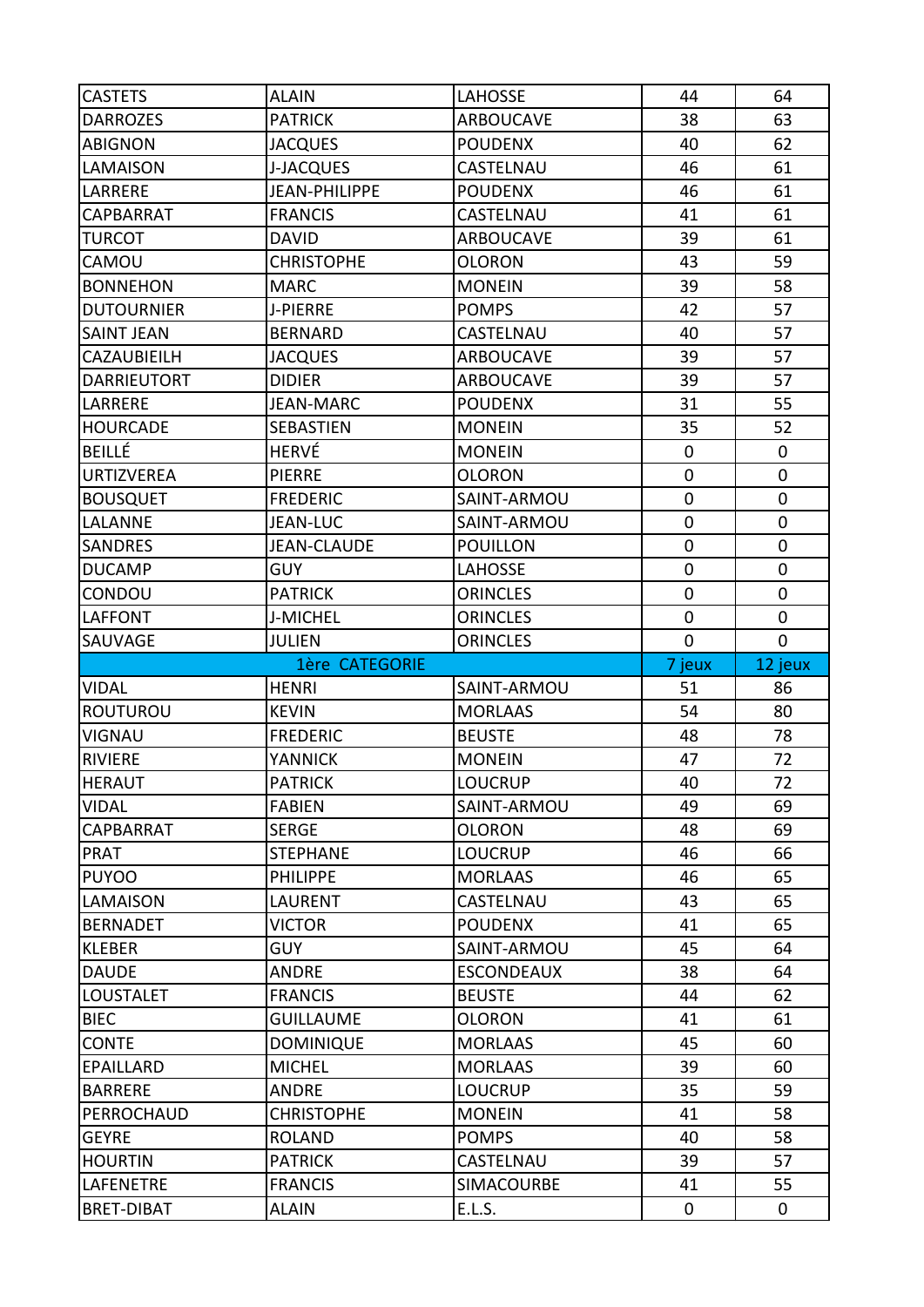| CASTETS | ALAIN | LAHOSSE | 44 | 64 |
|---|---|---|---|---|
| DARROZES | PATRICK | ARBOUCAVE | 38 | 63 |
| ABIGNON | JACQUES | POUDENX | 40 | 62 |
| LAMAISON | J-JACQUES | CASTELNAU | 46 | 61 |
| LARRERE | JEAN-PHILIPPE | POUDENX | 46 | 61 |
| CAPBARRAT | FRANCIS | CASTELNAU | 41 | 61 |
| TURCOT | DAVID | ARBOUCAVE | 39 | 61 |
| CAMOU | CHRISTOPHE | OLORON | 43 | 59 |
| BONNEHON | MARC | MONEIN | 39 | 58 |
| DUTOURNIER | J-PIERRE | POMPS | 42 | 57 |
| SAINT JEAN | BERNARD | CASTELNAU | 40 | 57 |
| CAZAUBIEILH | JACQUES | ARBOUCAVE | 39 | 57 |
| DARRIEUTORT | DIDIER | ARBOUCAVE | 39 | 57 |
| LARRERE | JEAN-MARC | POUDENX | 31 | 55 |
| HOURCADE | SEBASTIEN | MONEIN | 35 | 52 |
| BEILLÉ | HERVÉ | MONEIN | 0 | 0 |
| URTIZVEREA | PIERRE | OLORON | 0 | 0 |
| BOUSQUET | FREDERIC | SAINT-ARMOU | 0 | 0 |
| LALANNE | JEAN-LUC | SAINT-ARMOU | 0 | 0 |
| SANDRES | JEAN-CLAUDE | POUILLON | 0 | 0 |
| DUCAMP | GUY | LAHOSSE | 0 | 0 |
| CONDOU | PATRICK | ORINCLES | 0 | 0 |
| LAFFONT | J-MICHEL | ORINCLES | 0 | 0 |
| SAUVAGE | JULIEN | ORINCLES | 0 | 0 |
| 1ère CATEGORIE | | | 7 jeux | 12 jeux |
| VIDAL | HENRI | SAINT-ARMOU | 51 | 86 |
| ROUTUROU | KEVIN | MORLAAS | 54 | 80 |
| VIGNAU | FREDERIC | BEUSTE | 48 | 78 |
| RIVIERE | YANNICK | MONEIN | 47 | 72 |
| HERAUT | PATRICK | LOUCRUP | 40 | 72 |
| VIDAL | FABIEN | SAINT-ARMOU | 49 | 69 |
| CAPBARRAT | SERGE | OLORON | 48 | 69 |
| PRAT | STEPHANE | LOUCRUP | 46 | 66 |
| PUYOO | PHILIPPE | MORLAAS | 46 | 65 |
| LAMAISON | LAURENT | CASTELNAU | 43 | 65 |
| BERNADET | VICTOR | POUDENX | 41 | 65 |
| KLEBER | GUY | SAINT-ARMOU | 45 | 64 |
| DAUDE | ANDRE | ESCONDEAUX | 38 | 64 |
| LOUSTALET | FRANCIS | BEUSTE | 44 | 62 |
| BIEC | GUILLAUME | OLORON | 41 | 61 |
| CONTE | DOMINIQUE | MORLAAS | 45 | 60 |
| EPAILLARD | MICHEL | MORLAAS | 39 | 60 |
| BARRERE | ANDRE | LOUCRUP | 35 | 59 |
| PERROCHAUD | CHRISTOPHE | MONEIN | 41 | 58 |
| GEYRE | ROLAND | POMPS | 40 | 58 |
| HOURTIN | PATRICK | CASTELNAU | 39 | 57 |
| LAFENETRE | FRANCIS | SIMACOURBE | 41 | 55 |
| BRET-DIBAT | ALAIN | E.L.S. | 0 | 0 |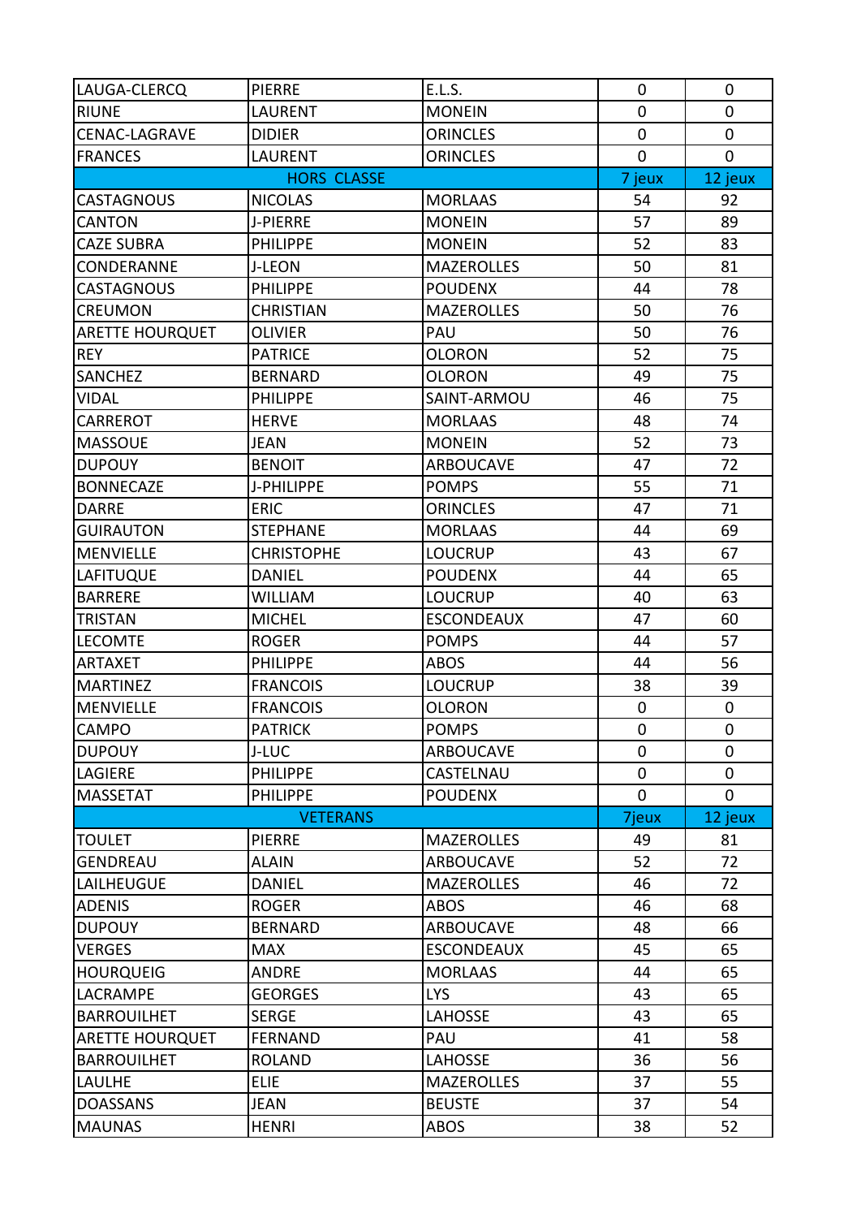| | | | | |
|---|---|---|---|---|
| LAUGA-CLERCQ | PIERRE | E.L.S. | 0 | 0 |
| RIUNE | LAURENT | MONEIN | 0 | 0 |
| CENAC-LAGRAVE | DIDIER | ORINCLES | 0 | 0 |
| FRANCES | LAURENT | ORINCLES | 0 | 0 |
| HORS CLASSE | | | 7 jeux | 12 jeux |
| CASTAGNOUS | NICOLAS | MORLAAS | 54 | 92 |
| CANTON | J-PIERRE | MONEIN | 57 | 89 |
| CAZE SUBRA | PHILIPPE | MONEIN | 52 | 83 |
| CONDERANNE | J-LEON | MAZEROLLES | 50 | 81 |
| CASTAGNOUS | PHILIPPE | POUDENX | 44 | 78 |
| CREUMON | CHRISTIAN | MAZEROLLES | 50 | 76 |
| ARETTE HOURQUET | OLIVIER | PAU | 50 | 76 |
| REY | PATRICE | OLORON | 52 | 75 |
| SANCHEZ | BERNARD | OLORON | 49 | 75 |
| VIDAL | PHILIPPE | SAINT-ARMOU | 46 | 75 |
| CARREROT | HERVE | MORLAAS | 48 | 74 |
| MASSOUE | JEAN | MONEIN | 52 | 73 |
| DUPOUY | BENOIT | ARBOUCAVE | 47 | 72 |
| BONNECAZE | J-PHILIPPE | POMPS | 55 | 71 |
| DARRE | ERIC | ORINCLES | 47 | 71 |
| GUIRAUTON | STEPHANE | MORLAAS | 44 | 69 |
| MENVIELLE | CHRISTOPHE | LOUCRUP | 43 | 67 |
| LAFITUQUE | DANIEL | POUDENX | 44 | 65 |
| BARRERE | WILLIAM | LOUCRUP | 40 | 63 |
| TRISTAN | MICHEL | ESCONDEAUX | 47 | 60 |
| LECOMTE | ROGER | POMPS | 44 | 57 |
| ARTAXET | PHILIPPE | ABOS | 44 | 56 |
| MARTINEZ | FRANCOIS | LOUCRUP | 38 | 39 |
| MENVIELLE | FRANCOIS | OLORON | 0 | 0 |
| CAMPO | PATRICK | POMPS | 0 | 0 |
| DUPOUY | J-LUC | ARBOUCAVE | 0 | 0 |
| LAGIERE | PHILIPPE | CASTELNAU | 0 | 0 |
| MASSETAT | PHILIPPE | POUDENX | 0 | 0 |
| VETERANS | | | 7jeux | 12 jeux |
| TOULET | PIERRE | MAZEROLLES | 49 | 81 |
| GENDREAU | ALAIN | ARBOUCAVE | 52 | 72 |
| LAILHEUGUE | DANIEL | MAZEROLLES | 46 | 72 |
| ADENIS | ROGER | ABOS | 46 | 68 |
| DUPOUY | BERNARD | ARBOUCAVE | 48 | 66 |
| VERGES | MAX | ESCONDEAUX | 45 | 65 |
| HOURQUEIG | ANDRE | MORLAAS | 44 | 65 |
| LACRAMPE | GEORGES | LYS | 43 | 65 |
| BARROUILHET | SERGE | LAHOSSE | 43 | 65 |
| ARETTE HOURQUET | FERNAND | PAU | 41 | 58 |
| BARROUILHET | ROLAND | LAHOSSE | 36 | 56 |
| LAULHE | ELIE | MAZEROLLES | 37 | 55 |
| DOASSANS | JEAN | BEUSTE | 37 | 54 |
| MAUNAS | HENRI | ABOS | 38 | 52 |